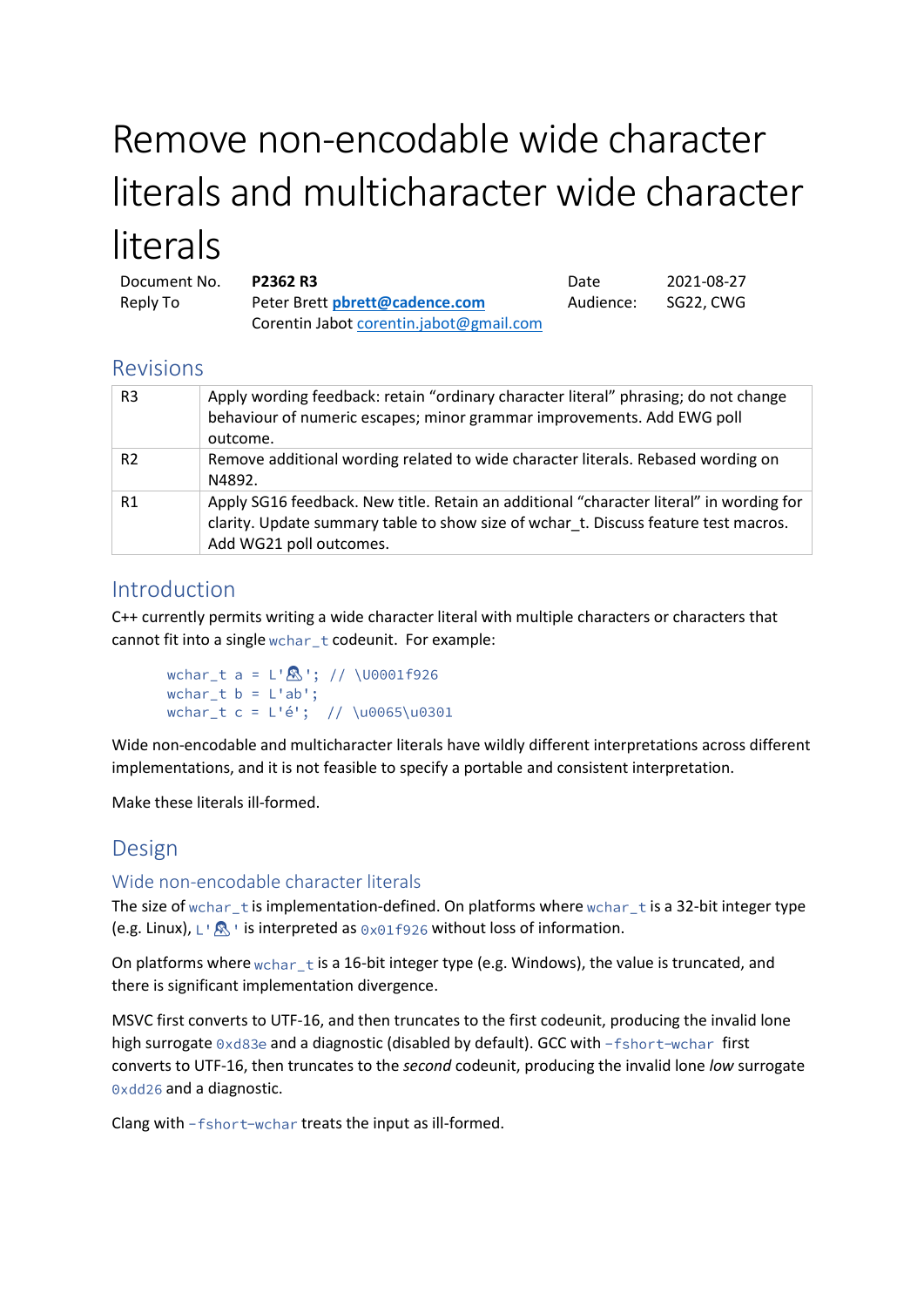# Remove non-encodable wide character literals and multicharacter wide character literals

| Document No. | **P2362 R3** | Date | 2021-08-27 |
|---|---|---|---|
| Reply To | Peter Brett **pbrett@cadence.com** | Audience: | SG22, CWG |
| | Corentin Jabot corentin.jabot@gmail.com | | |

## Revisions

| | |
|---|---|
| R3 | Apply wording feedback: retain "ordinary character literal" phrasing; do not change behaviour of numeric escapes; minor grammar improvements. Add EWG poll outcome. |
| R2 | Remove additional wording related to wide character literals. Rebased wording on N4892. |
| R1 | Apply SG16 feedback. New title. Retain an additional "character literal" in wording for clarity. Update summary table to show size of wchar_t. Discuss feature test macros. Add WG21 poll outcomes. |

## Introduction

C++ currently permits writing a wide character literal with multiple characters or characters that cannot fit into a single `wchar_t` codeunit. For example:

```
wchar_t a = L'🤦'; // \U0001f926
wchar_t b = L'ab';
wchar_t c = L'é';  // \u0065\u0301
```

Wide non-encodable and multicharacter literals have wildly different interpretations across different implementations, and it is not feasible to specify a portable and consistent interpretation.

Make these literals ill-formed.

## Design

### Wide non-encodable character literals

The size of `wchar_t` is implementation-defined. On platforms where `wchar_t` is a 32-bit integer type (e.g. Linux), `L'🤦'` is interpreted as `0x01f926` without loss of information.

On platforms where `wchar_t` is a 16-bit integer type (e.g. Windows), the value is truncated, and there is significant implementation divergence.

MSVC first converts to UTF-16, and then truncates to the first codeunit, producing the invalid lone high surrogate `0xd83e` and a diagnostic (disabled by default). GCC with `-fshort-wchar` first converts to UTF-16, then truncates to the *second* codeunit, producing the invalid lone *low* surrogate `0xdd26` and a diagnostic.

Clang with `-fshort-wchar` treats the input as ill-formed.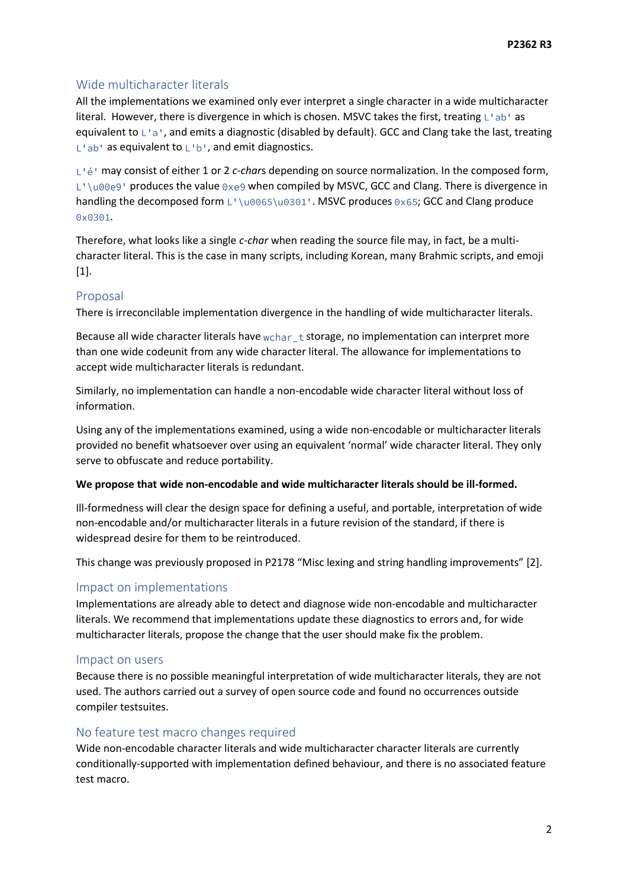## Wide multicharacter literals

All the implementations we examined only ever interpret a single character in a wide multicharacter literal. However, there is divergence in which is chosen. MSVC takes the first, treating `L'ab'` as equivalent to `L'a'`, and emits a diagnostic (disabled by default). GCC and Clang take the last, treating `L'ab'` as equivalent to `L'b'`, and emit diagnostics.

`L'é'` may consist of either 1 or 2 *c-char*s depending on source normalization. In the composed form, `L'\u00e9'` produces the value `0xe9` when compiled by MSVC, GCC and Clang. There is divergence in handling the decomposed form `L'\u0065\u0301'`. MSVC produces `0x65`; GCC and Clang produce `0x0301`.

Therefore, what looks like a single *c-char* when reading the source file may, in fact, be a multi-character literal. This is the case in many scripts, including Korean, many Brahmic scripts, and emoji [1].

## Proposal

There is irreconcilable implementation divergence in the handling of wide multicharacter literals.

Because all wide character literals have `wchar_t` storage, no implementation can interpret more than one wide codeunit from any wide character literal. The allowance for implementations to accept wide multicharacter literals is redundant.

Similarly, no implementation can handle a non-encodable wide character literal without loss of information.

Using any of the implementations examined, using a wide non-encodable or multicharacter literals provided no benefit whatsoever over using an equivalent 'normal' wide character literal. They only serve to obfuscate and reduce portability.

**We propose that wide non-encodable and wide multicharacter literals should be ill-formed.**

Ill-formedness will clear the design space for defining a useful, and portable, interpretation of wide non-encodable and/or multicharacter literals in a future revision of the standard, if there is widespread desire for them to be reintroduced.

This change was previously proposed in P2178 "Misc lexing and string handling improvements" [2].

## Impact on implementations

Implementations are already able to detect and diagnose wide non-encodable and multicharacter literals. We recommend that implementations update these diagnostics to errors and, for wide multicharacter literals, propose the change that the user should make fix the problem.

## Impact on users

Because there is no possible meaningful interpretation of wide multicharacter literals, they are not used. The authors carried out a survey of open source code and found no occurrences outside compiler testsuites.

## No feature test macro changes required

Wide non-encodable character literals and wide multicharacter character literals are currently conditionally-supported with implementation defined behaviour, and there is no associated feature test macro.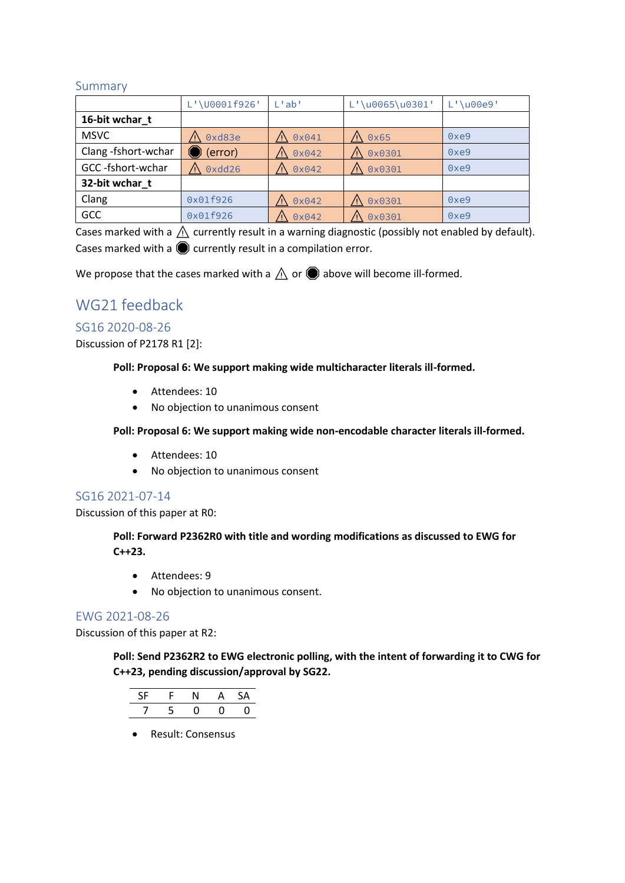### Summary

| | `L'\U0001f926'` | `L'ab'` | `L'\u0065\u0301'` | `L'\u00e9'` |
|---|---|---|---|---|
| **16-bit wchar_t** | | | | |
| MSVC | ⚠ `0xd83e` | ⚠ `0x041` | ⚠ `0x65` | `0xe9` |
| Clang -fshort-wchar | ⬣ (error) | ⚠ `0x042` | ⚠ `0x0301` | `0xe9` |
| GCC -fshort-wchar | ⚠ `0xdd26` | ⚠ `0x042` | ⚠ `0x0301` | `0xe9` |
| **32-bit wchar_t** | | | | |
| Clang | `0x01f926` | ⚠ `0x042` | ⚠ `0x0301` | `0xe9` |
| GCC | `0x01f926` | ⚠ `0x042` | ⚠ `0x0301` | `0xe9` |

Cases marked with a ⚠ currently result in a warning diagnostic (possibly not enabled by default).
Cases marked with a ⬣ currently result in a compilation error.

We propose that the cases marked with a ⚠ or ⬣ above will become ill-formed.

## WG21 feedback

### SG16 2020-08-26

Discussion of P2178 R1 [2]:

**Poll: Proposal 6: We support making wide multicharacter literals ill-formed.**

- Attendees: 10
- No objection to unanimous consent

**Poll: Proposal 6: We support making wide non-encodable character literals ill-formed.**

- Attendees: 10
- No objection to unanimous consent

### SG16 2021-07-14

Discussion of this paper at R0:

**Poll: Forward P2362R0 with title and wording modifications as discussed to EWG for C++23.**

- Attendees: 9
- No objection to unanimous consent.

### EWG 2021-08-26

Discussion of this paper at R2:

**Poll: Send P2362R2 to EWG electronic polling, with the intent of forwarding it to CWG for C++23, pending discussion/approval by SG22.**

| SF | F | N | A | SA |
|---|---|---|---|---|
| 7 | 5 | 0 | 0 | 0 |

- Result: Consensus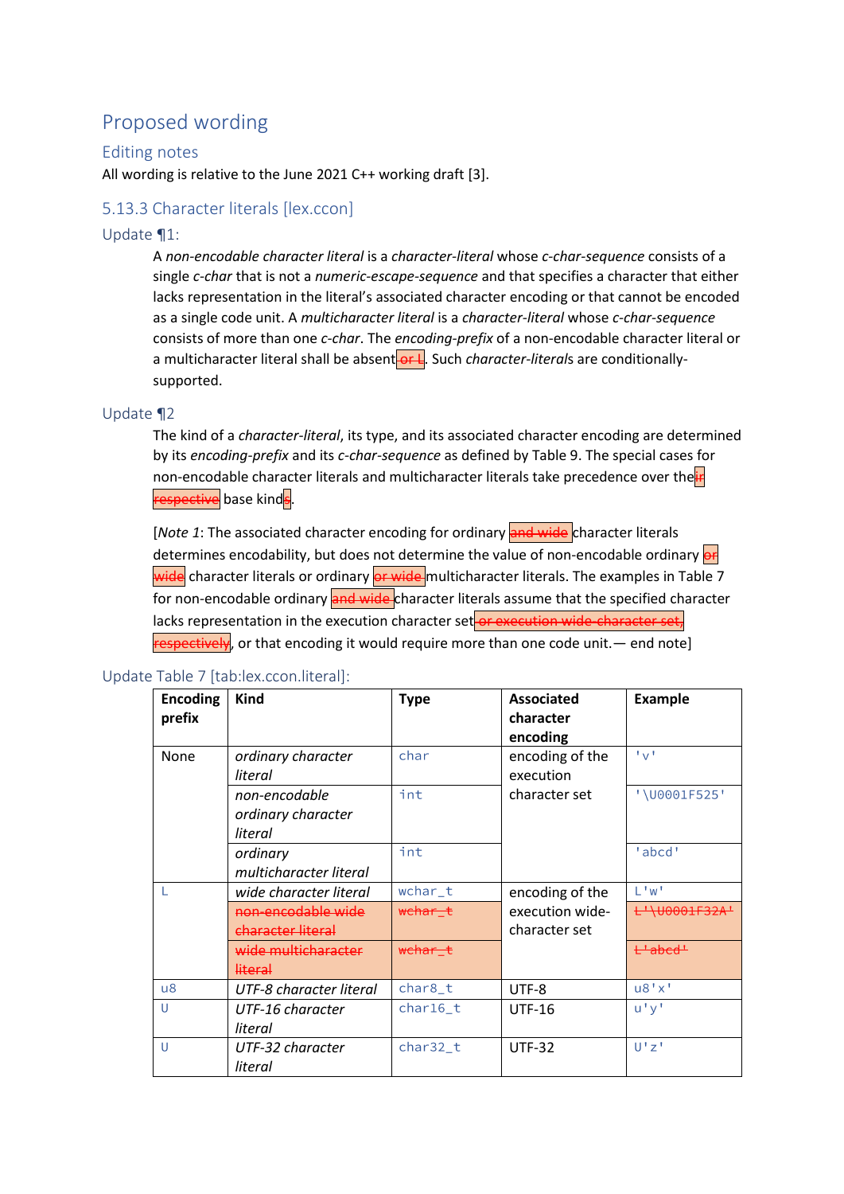# Proposed wording

## Editing notes

All wording is relative to the June 2021 C++ working draft [3].

## 5.13.3 Character literals [lex.ccon]

### Update ¶1:

A *non-encodable character literal* is a *character-literal* whose *c-char-sequence* consists of a single *c-char* that is not a *numeric-escape-sequence* and that specifies a character that either lacks representation in the literal's associated character encoding or that cannot be encoded as a single code unit. A *multicharacter literal* is a *character-literal* whose *c-char-sequence* consists of more than one *c-char*. The *encoding-prefix* of a non-encodable character literal or a multicharacter literal shall be absent~~ or L~~. Such *character-literal*s are conditionally-supported.

### Update ¶2

The kind of a *character-literal*, its type, and its associated character encoding are determined by its *encoding-prefix* and its *c-char-sequence* as defined by Table 9. The special cases for non-encodable character literals and multicharacter literals take precedence over the~~ir respective~~ base kind~~s~~.

[*Note 1*: The associated character encoding for ordinary ~~and wide~~ character literals determines encodability, but does not determine the value of non-encodable ordinary ~~or wide~~ character literals or ordinary ~~or wide~~ multicharacter literals. The examples in Table 7 for non-encodable ordinary ~~and wide~~ character literals assume that the specified character lacks representation in the execution character set~~ or execution wide-character set, respectively~~, or that encoding it would require more than one code unit.— end note]

### Update Table 7 [tab:lex.ccon.literal]:

| Encoding prefix | Kind | Type | Associated character encoding | Example |
|---|---|---|---|---|
| None | *ordinary character literal* | `char` | encoding of the execution character set | `'v'` |
| | *non-encodable ordinary character literal* | `int` | | `'\U0001F525'` |
| | *ordinary multicharacter literal* | `int` | | `'abcd'` |
| `L` | *wide character literal* | `wchar_t` | encoding of the execution wide-character set | `L'w'` |
| | ~~*non-encodable wide character literal*~~ | ~~`wchar_t`~~ | | ~~`L'\U0001F32A'`~~ |
| | ~~*wide multicharacter literal*~~ | ~~`wchar_t`~~ | | ~~`L'abcd'`~~ |
| `u8` | *UTF-8 character literal* | `char8_t` | UTF-8 | `u8'x'` |
| `u` | *UTF-16 character literal* | `char16_t` | UTF-16 | `u'y'` |
| `U` | *UTF-32 character literal* | `char32_t` | UTF-32 | `U'z'` |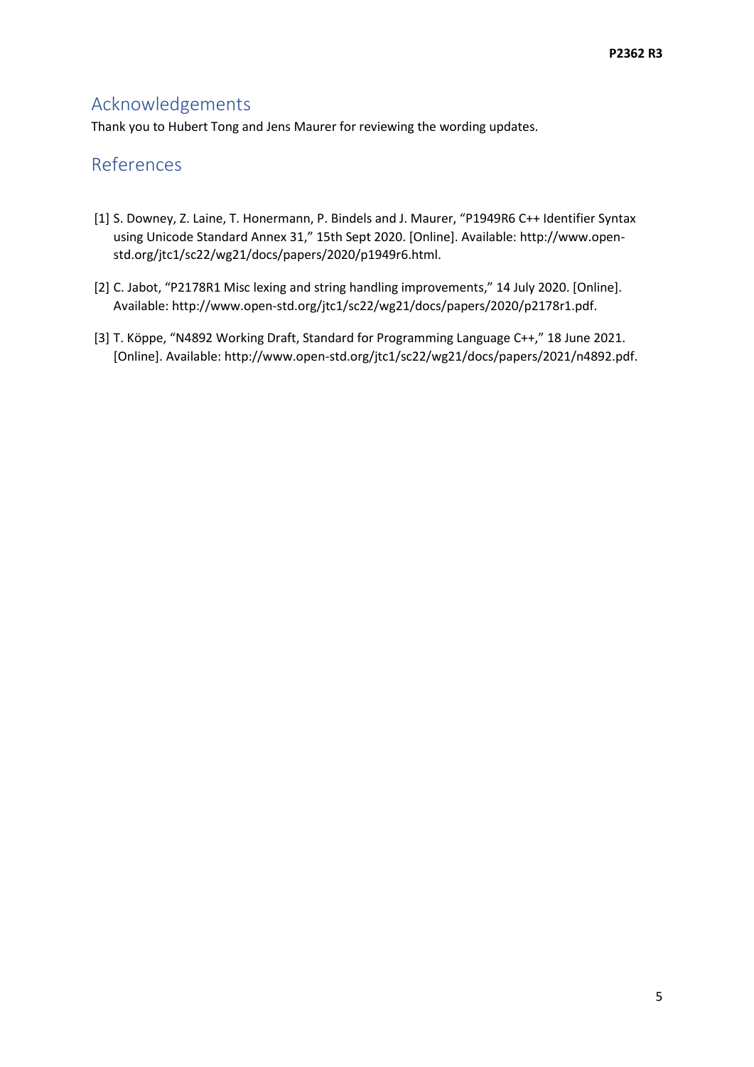## Acknowledgements

Thank you to Hubert Tong and Jens Maurer for reviewing the wording updates.

## References

[1] S. Downey, Z. Laine, T. Honermann, P. Bindels and J. Maurer, "P1949R6 C++ Identifier Syntax using Unicode Standard Annex 31," 15th Sept 2020. [Online]. Available: http://www.open-std.org/jtc1/sc22/wg21/docs/papers/2020/p1949r6.html.

[2] C. Jabot, "P2178R1 Misc lexing and string handling improvements," 14 July 2020. [Online]. Available: http://www.open-std.org/jtc1/sc22/wg21/docs/papers/2020/p2178r1.pdf.

[3] T. Köppe, "N4892 Working Draft, Standard for Programming Language C++," 18 June 2021. [Online]. Available: http://www.open-std.org/jtc1/sc22/wg21/docs/papers/2021/n4892.pdf.